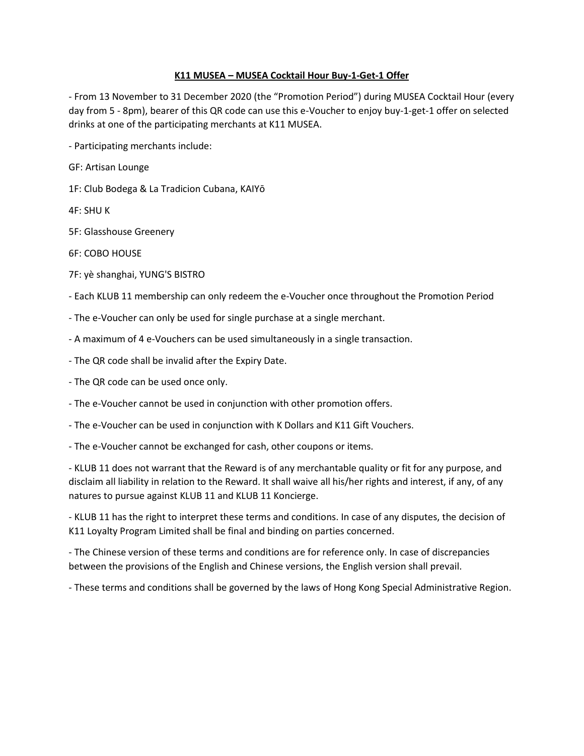**K11 MUSEA – MUSEA Cocktail Hour Buy-1-Get-1 Offer**

- From 13 November to 31 December 2020 (the "Promotion Period") during MUSEA Cocktail Hour (every day from 5 - 8pm), bearer of this QR code can use this e-Voucher to enjoy buy-1-get-1 offer on selected drinks at one of the participating merchants at K11 MUSEA.

- Participating merchants include:

GF: Artisan Lounge

1F: Club Bodega & La Tradicion Cubana, KAIYō

4F: SHU K

5F: Glasshouse Greenery

6F: COBO HOUSE

7F: yè shanghai, YUNG'S BISTRO

- Each KLUB 11 membership can only redeem the e-Voucher once throughout the Promotion Period

- The e-Voucher can only be used for single purchase at a single merchant.

- A maximum of 4 e-Vouchers can be used simultaneously in a single transaction.

- The QR code shall be invalid after the Expiry Date.

- The QR code can be used once only.

- The e-Voucher cannot be used in conjunction with other promotion offers.

- The e-Voucher can be used in conjunction with K Dollars and K11 Gift Vouchers.

- The e-Voucher cannot be exchanged for cash, other coupons or items.

- KLUB 11 does not warrant that the Reward is of any merchantable quality or fit for any purpose, and disclaim all liability in relation to the Reward. It shall waive all his/her rights and interest, if any, of any natures to pursue against KLUB 11 and KLUB 11 Koncierge.

- KLUB 11 has the right to interpret these terms and conditions. In case of any disputes, the decision of K11 Loyalty Program Limited shall be final and binding on parties concerned.

- The Chinese version of these terms and conditions are for reference only. In case of discrepancies between the provisions of the English and Chinese versions, the English version shall prevail.

- These terms and conditions shall be governed by the laws of Hong Kong Special Administrative Region.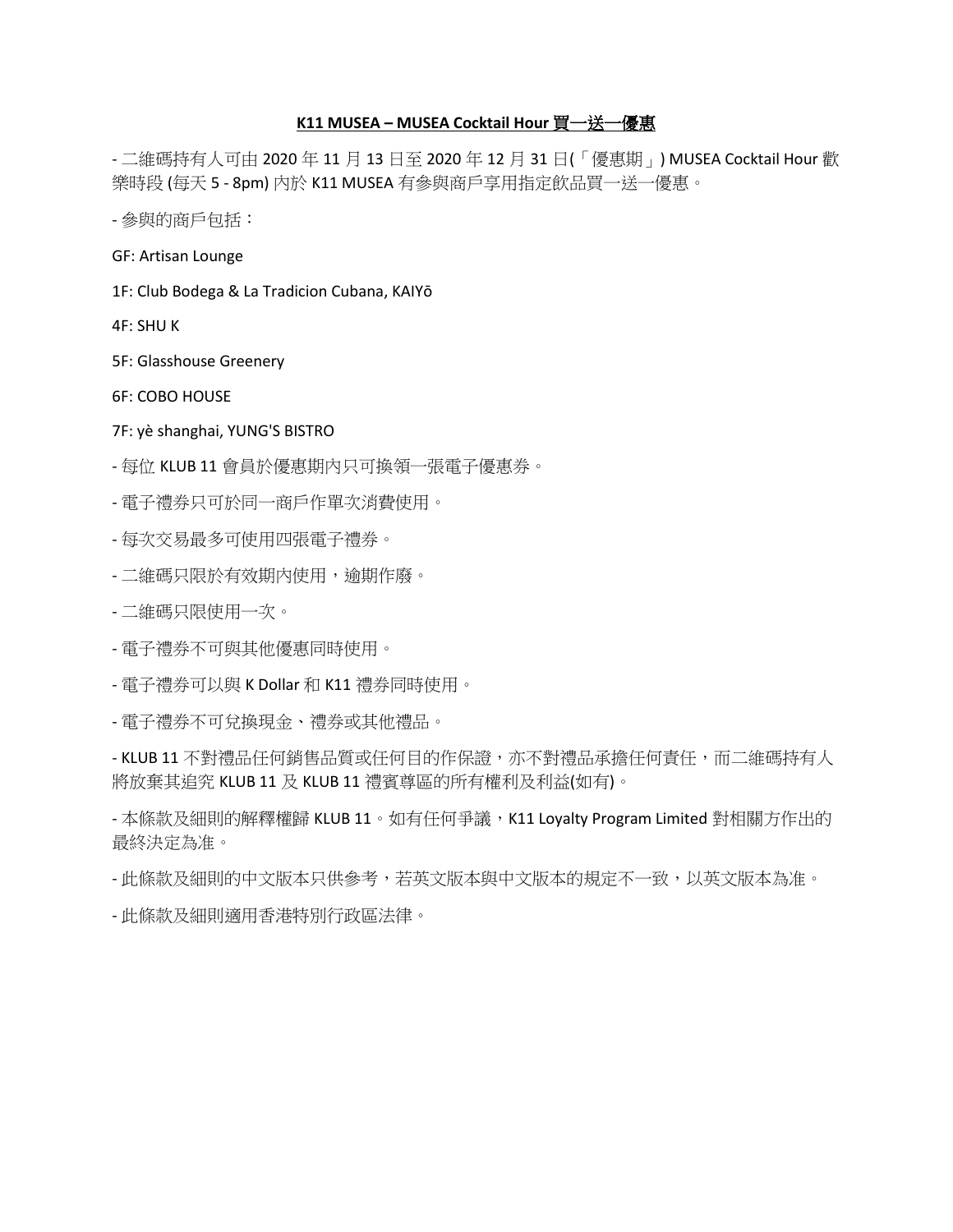**K11 MUSEA – MUSEA Cocktail Hour 買一送一優惠**

- 二維碼持有人可由 2020 年 11 月 13 日至 2020 年 12 月 31 日(「優惠期」) MUSEA Cocktail Hour 歡樂時段 (每天 5 - 8pm) 內於 K11 MUSEA 有參與商戶享用指定飲品買一送一優惠。

- 參與的商戶包括：

GF: Artisan Lounge

1F: Club Bodega & La Tradicion Cubana, KAIYō

4F: SHU K

5F: Glasshouse Greenery

6F: COBO HOUSE

7F: yè shanghai, YUNG'S BISTRO

- 每位 KLUB 11 會員於優惠期內只可換領一張電子優惠券。

- 電子禮券只可於同一商戶作單次消費使用。

- 每次交易最多可使用四張電子禮券。

- 二維碼只限於有效期內使用，逾期作廢。

- 二維碼只限使用一次。

- 電子禮券不可與其他優惠同時使用。

- 電子禮券可以與 K Dollar 和 K11 禮券同時使用。

- 電子禮券不可兌換現金、禮券或其他禮品。

- KLUB 11 不對禮品任何銷售品質或任何目的作保證，亦不對禮品承擔任何責任，而二維碼持有人將放棄其追究 KLUB 11 及 KLUB 11 禮賓尊區的所有權利及利益(如有)。

- 本條款及細則的解釋權歸 KLUB 11。如有任何爭議，K11 Loyalty Program Limited 對相關方作出的最終決定為准。

- 此條款及細則的中文版本只供參考，若英文版本與中文版本的規定不一致，以英文版本為準。

- 此條款及細則適用香港特別行政區法律。